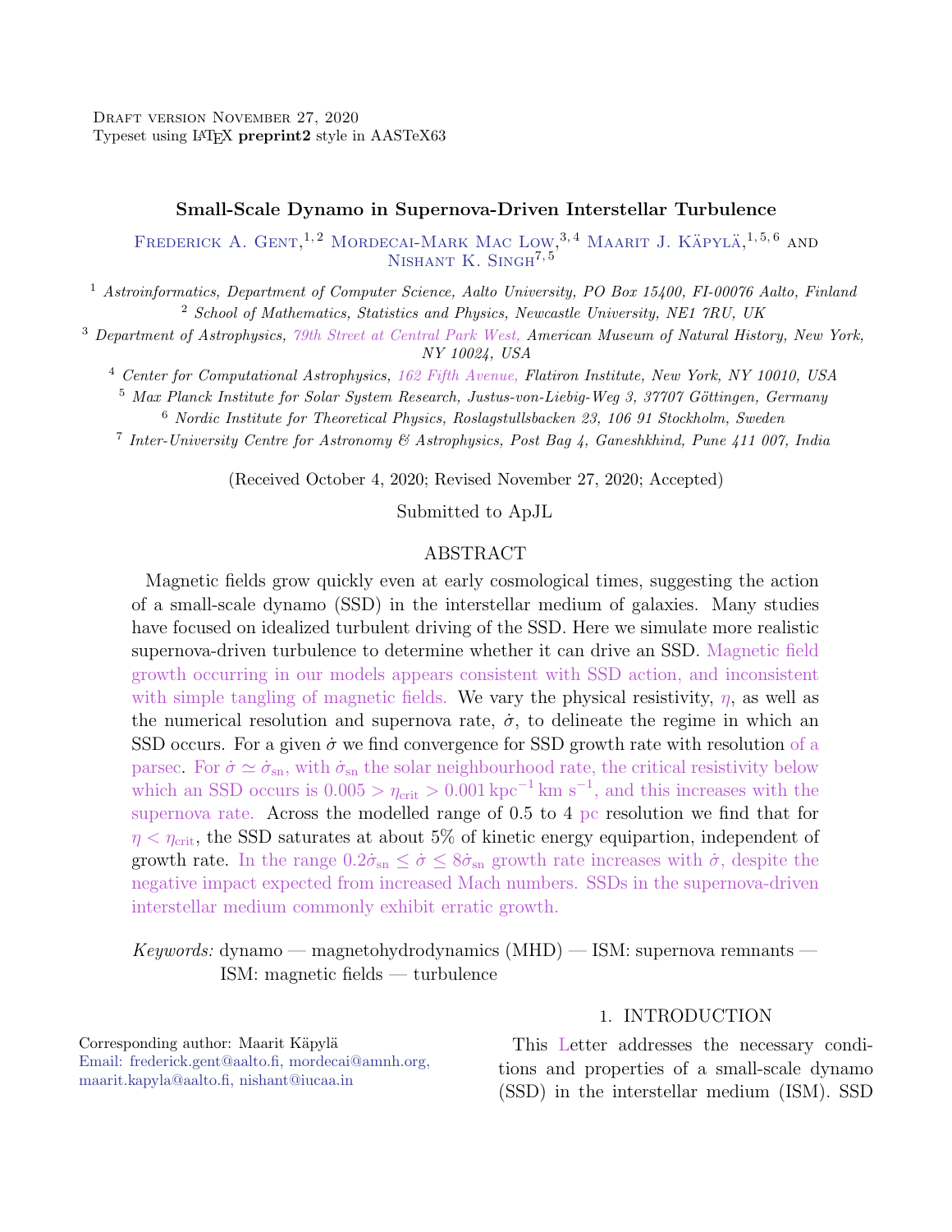Draft version November 27, 2020
Typeset using LaTeX **preprint2** style in AASTeX63

# Small-Scale Dynamo in Supernova-Driven Interstellar Turbulence

Frederick A. Gent,[1,2] Mordecai-Mark Mac Low,[3,4] Maarit J. Käpylä,[1,5,6] and Nishant K. Singh[7,5]

[1] *Astroinformatics, Department of Computer Science, Aalto University, PO Box 15400, FI-00076 Aalto, Finland*
[2] *School of Mathematics, Statistics and Physics, Newcastle University, NE1 7RU, UK*
[3] *Department of Astrophysics, 79th Street at Central Park West, American Museum of Natural History, New York, NY 10024, USA*
[4] *Center for Computational Astrophysics, 162 Fifth Avenue, Flatiron Institute, New York, NY 10010, USA*
[5] *Max Planck Institute for Solar System Research, Justus-von-Liebig-Weg 3, 37707 Göttingen, Germany*
[6] *Nordic Institute for Theoretical Physics, Roslagstullsbacken 23, 106 91 Stockholm, Sweden*
[7] *Inter-University Centre for Astronomy & Astrophysics, Post Bag 4, Ganeshkhind, Pune 411 007, India*

(Received October 4, 2020; Revised November 27, 2020; Accepted)

Submitted to ApJL

## ABSTRACT

Magnetic fields grow quickly even at early cosmological times, suggesting the action of a small-scale dynamo (SSD) in the interstellar medium of galaxies. Many studies have focused on idealized turbulent driving of the SSD. Here we simulate more realistic supernova-driven turbulence to determine whether it can drive an SSD. Magnetic field growth occurring in our models appears consistent with SSD action, and inconsistent with simple tangling of magnetic fields. We vary the physical resistivity, $\eta$, as well as the numerical resolution and supernova rate, $\dot\sigma$, to delineate the regime in which an SSD occurs. For a given $\dot\sigma$ we find convergence for SSD growth rate with resolution of a parsec. For $\dot\sigma \simeq \dot\sigma_{\rm sn}$, with $\dot\sigma_{\rm sn}$ the solar neighbourhood rate, the critical resistivity below which an SSD occurs is $0.005 > \eta_{\rm crit} > 0.001\,{\rm kpc}^{-1}\,{\rm km\ s}^{-1}$, and this increases with the supernova rate. Across the modelled range of 0.5 to 4 pc resolution we find that for $\eta < \eta_{\rm crit}$, the SSD saturates at about 5% of kinetic energy equipartion, independent of growth rate. In the range $0.2\dot\sigma_{\rm sn} \le \dot\sigma \le 8\dot\sigma_{\rm sn}$ growth rate increases with $\dot\sigma$, despite the negative impact expected from increased Mach numbers. SSDs in the supernova-driven interstellar medium commonly exhibit erratic growth.

*Keywords:* dynamo — magnetohydrodynamics (MHD) — ISM: supernova remnants — ISM: magnetic fields — turbulence

## 1. INTRODUCTION

This Letter addresses the necessary conditions and properties of a small-scale dynamo (SSD) in the interstellar medium (ISM). SSD

Corresponding author: Maarit Käpylä
Email: frederick.gent@aalto.fi, mordecai@amnh.org, maarit.kapyla@aalto.fi, nishant@iucaa.in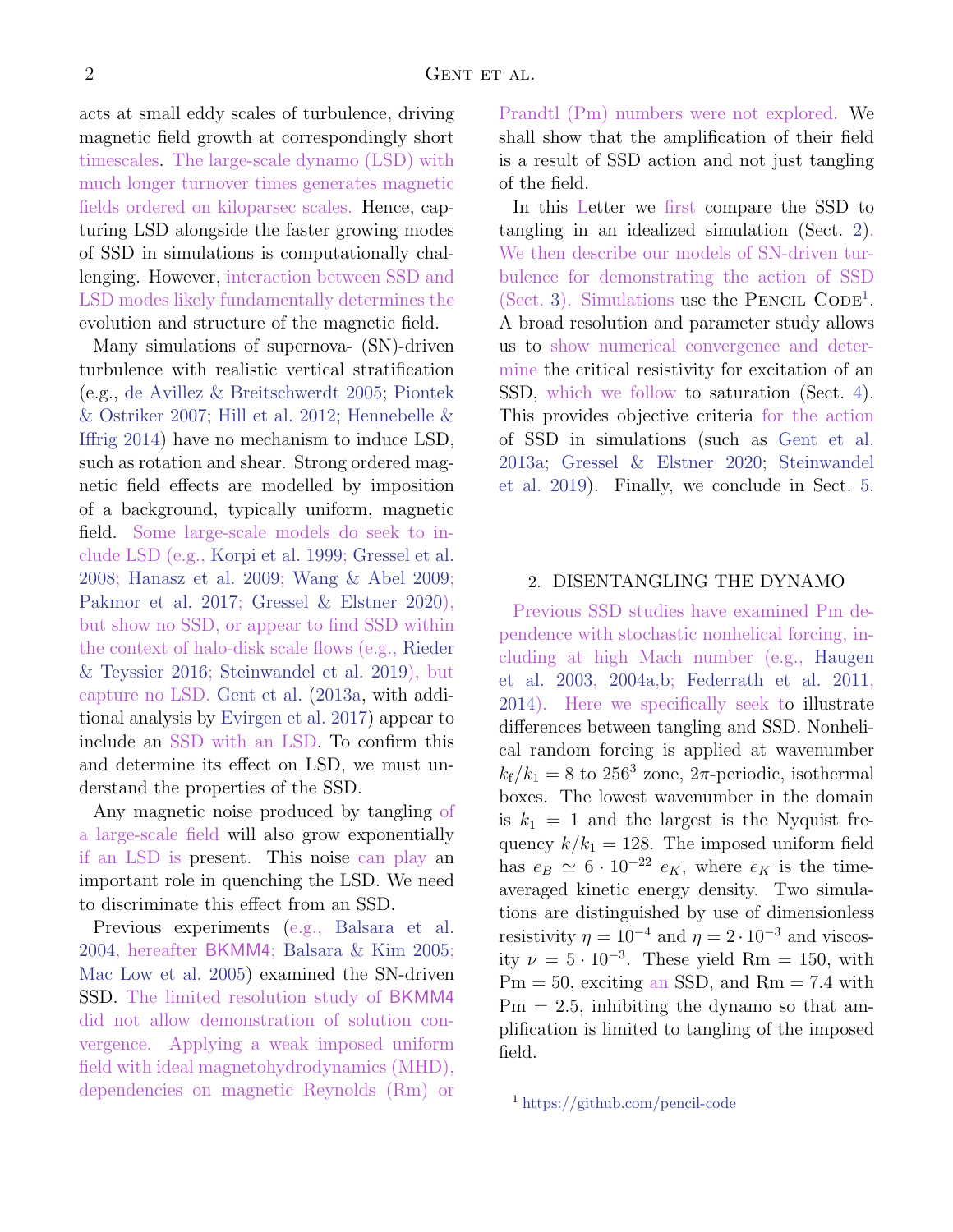acts at small eddy scales of turbulence, driving magnetic field growth at correspondingly short timescales. The large-scale dynamo (LSD) with much longer turnover times generates magnetic fields ordered on kiloparsec scales. Hence, capturing LSD alongside the faster growing modes of SSD in simulations is computationally challenging. However, interaction between SSD and LSD modes likely fundamentally determines the evolution and structure of the magnetic field.

Many simulations of supernova- (SN)-driven turbulence with realistic vertical stratification (e.g., de Avillez & Breitschwerdt 2005; Piontek & Ostriker 2007; Hill et al. 2012; Hennebelle & Iffrig 2014) have no mechanism to induce LSD, such as rotation and shear. Strong ordered magnetic field effects are modelled by imposition of a background, typically uniform, magnetic field. Some large-scale models do seek to include LSD (e.g., Korpi et al. 1999; Gressel et al. 2008; Hanasz et al. 2009; Wang & Abel 2009; Pakmor et al. 2017; Gressel & Elstner 2020), but show no SSD, or appear to find SSD within the context of halo-disk scale flows (e.g., Rieder & Teyssier 2016; Steinwandel et al. 2019), but capture no LSD. Gent et al. (2013a, with additional analysis by Evirgen et al. 2017) appear to include an SSD with an LSD. To confirm this and determine its effect on LSD, we must understand the properties of the SSD.

Any magnetic noise produced by tangling of a large-scale field will also grow exponentially if an LSD is present. This noise can play an important role in quenching the LSD. We need to discriminate this effect from an SSD.

Previous experiments (e.g., Balsara et al. 2004, hereafter BKMM4; Balsara & Kim 2005; Mac Low et al. 2005) examined the SN-driven SSD. The limited resolution study of BKMM4 did not allow demonstration of solution convergence. Applying a weak imposed uniform field with ideal magnetohydrodynamics (MHD), dependencies on magnetic Reynolds (Rm) or Prandtl (Pm) numbers were not explored. We shall show that the amplification of their field is a result of SSD action and not just tangling of the field.

In this Letter we first compare the SSD to tangling in an idealized simulation (Sect. 2). We then describe our models of SN-driven turbulence for demonstrating the action of SSD (Sect. 3). Simulations use the Pencil Code[1]. A broad resolution and parameter study allows us to show numerical convergence and determine the critical resistivity for excitation of an SSD, which we follow to saturation (Sect. 4). This provides objective criteria for the action of SSD in simulations (such as Gent et al. 2013a; Gressel & Elstner 2020; Steinwandel et al. 2019). Finally, we conclude in Sect. 5.

## 2. DISENTANGLING THE DYNAMO

Previous SSD studies have examined Pm dependence with stochastic nonhelical forcing, including at high Mach number (e.g., Haugen et al. 2003, 2004a,b; Federrath et al. 2011, 2014). Here we specifically seek to illustrate differences between tangling and SSD. Nonhelical random forcing is applied at wavenumber $k_\mathrm{f}/k_1 = 8$ to $256^3$ zone, $2\pi$-periodic, isothermal boxes. The lowest wavenumber in the domain is $k_1 = 1$ and the largest is the Nyquist frequency $k/k_1 = 128$. The imposed uniform field has $e_B \simeq 6 \cdot 10^{-22}\ \overline{e_K}$, where $\overline{e_K}$ is the time-averaged kinetic energy density. Two simulations are distinguished by use of dimensionless resistivity $\eta = 10^{-4}$ and $\eta = 2 \cdot 10^{-3}$ and viscosity $\nu = 5 \cdot 10^{-3}$. These yield $\mathrm{Rm} = 150$, with $\mathrm{Pm} = 50$, exciting an SSD, and $\mathrm{Rm} = 7.4$ with $\mathrm{Pm} = 2.5$, inhibiting the dynamo so that amplification is limited to tangling of the imposed field.

[1] https://github.com/pencil-code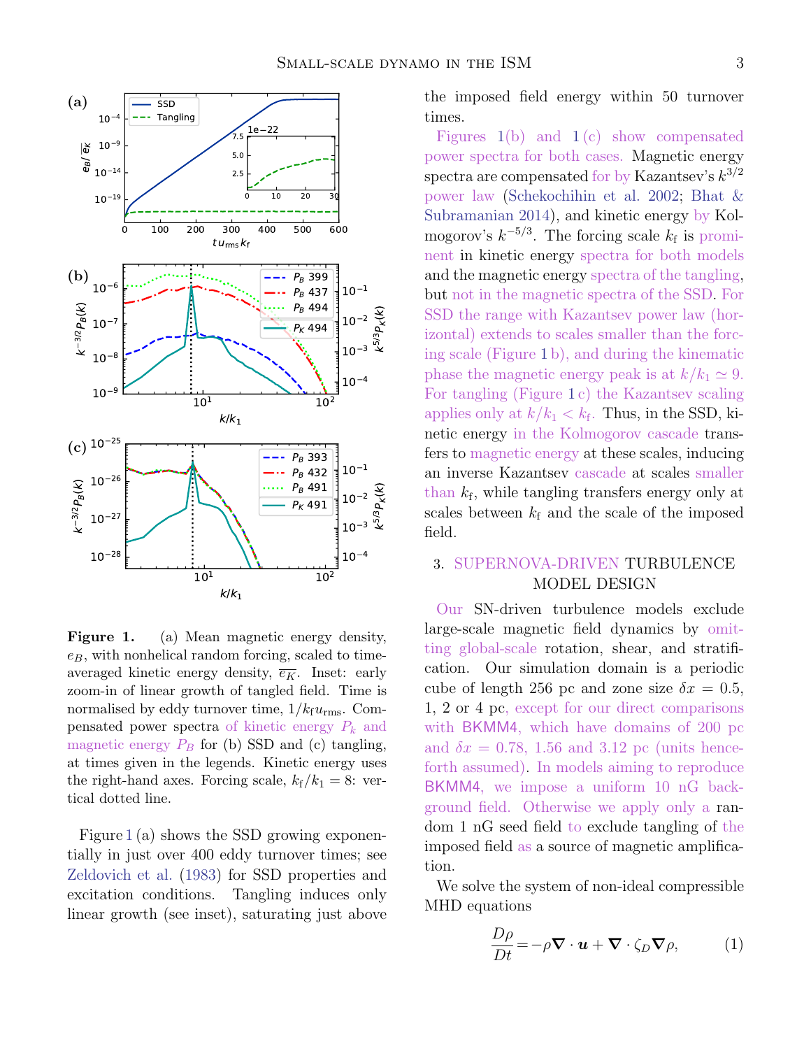**Figure 1.** (a) Mean magnetic energy density, $e_B$, with nonhelical random forcing, scaled to time-averaged kinetic energy density, $\overline{e_K}$. Inset: early zoom-in of linear growth of tangled field. Time is normalised by eddy turnover time, $1/k_f u_{\rm rms}$. Compensated power spectra of kinetic energy $P_k$ and magnetic energy $P_B$ for (b) SSD and (c) tangling, at times given in the legends. Kinetic energy uses the right-hand axes. Forcing scale, $k_f/k_1 = 8$: vertical dotted line.

Figure 1 (a) shows the SSD growing exponentially in just over 400 eddy turnover times; see Zeldovich et al. (1983) for SSD properties and excitation conditions. Tangling induces only linear growth (see inset), saturating just above the imposed field energy within 50 turnover times.

Figures 1(b) and 1(c) show compensated power spectra for both cases. Magnetic energy spectra are compensated for by Kazantsev's $k^{3/2}$ power law (Schekochihin et al. 2002; Bhat & Subramanian 2014), and kinetic energy by Kolmogorov's $k^{-5/3}$. The forcing scale $k_f$ is prominent in kinetic energy spectra for both models and the magnetic energy spectra of the tangling, but not in the magnetic spectra of the SSD. For SSD the range with Kazantsev power law (horizontal) extends to scales smaller than the forcing scale (Figure 1 b), and during the kinematic phase the magnetic energy peak is at $k/k_1 \simeq 9$. For tangling (Figure 1 c) the Kazantsev scaling applies only at $k/k_1 < k_f$. Thus, in the SSD, kinetic energy in the Kolmogorov cascade transfers to magnetic energy at these scales, inducing an inverse Kazantsev cascade at scales smaller than $k_f$, while tangling transfers energy only at scales between $k_f$ and the scale of the imposed field.

## 3. SUPERNOVA-DRIVEN TURBULENCE MODEL DESIGN

Our SN-driven turbulence models exclude large-scale magnetic field dynamics by omitting global-scale rotation, shear, and stratification. Our simulation domain is a periodic cube of length 256 pc and zone size $\delta x = 0.5$, 1, 2 or 4 pc, except for our direct comparisons with BKMM4, which have domains of 200 pc and $\delta x = 0.78$, 1.56 and 3.12 pc (units henceforth assumed). In models aiming to reproduce BKMM4, we impose a uniform 10 nG background field. Otherwise we apply only a random 1 nG seed field to exclude tangling of the imposed field as a source of magnetic amplification.

We solve the system of non-ideal compressible MHD equations

$$\frac{D\rho}{Dt} = -\rho\boldsymbol{\nabla}\cdot\boldsymbol{u} + \boldsymbol{\nabla}\cdot\zeta_D\boldsymbol{\nabla}\rho, \tag{1}$$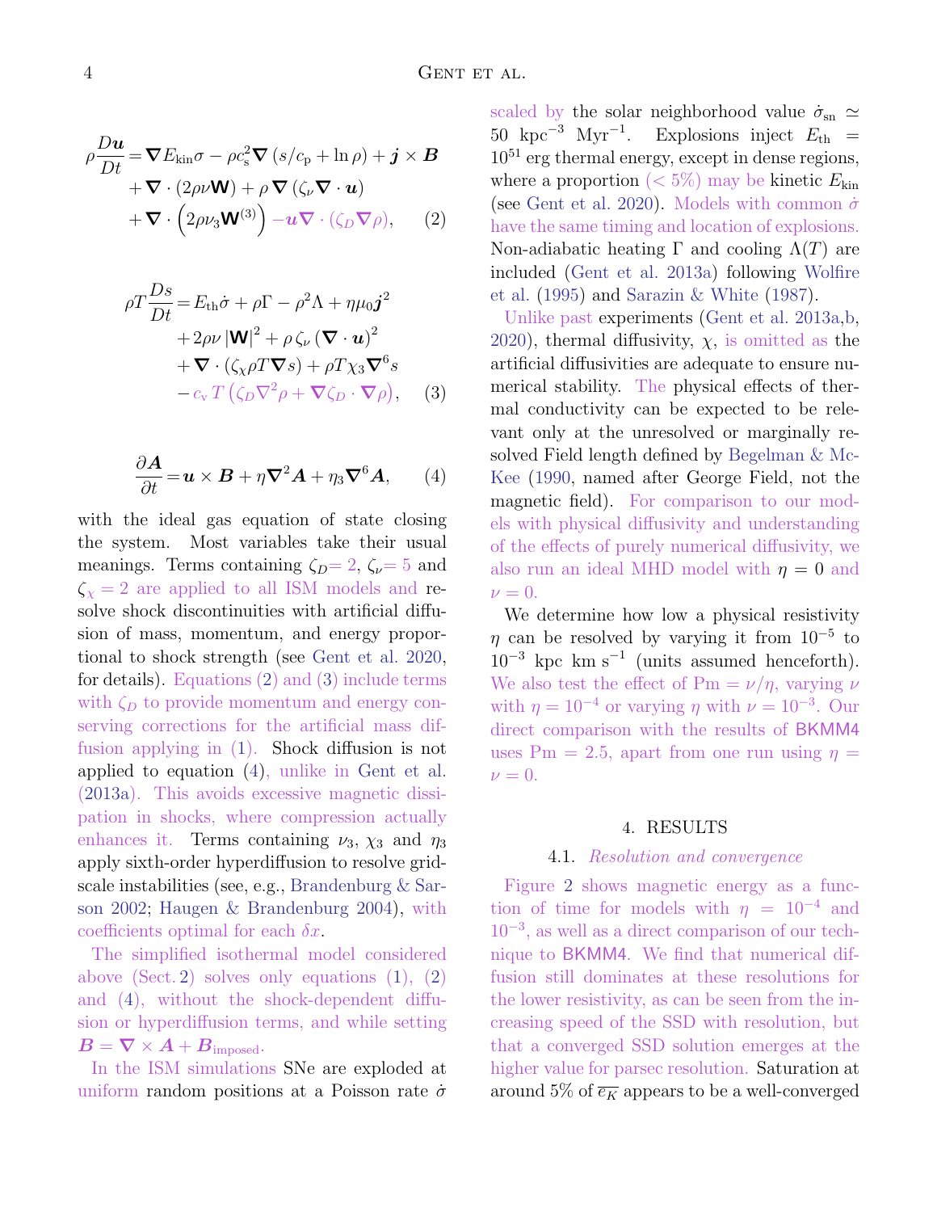$$\rho\frac{D\boldsymbol{u}}{Dt} = \boldsymbol{\nabla} E_{\rm kin}\sigma - \rho c_{\rm s}^2 \boldsymbol{\nabla}\left(s/c_{\rm p} + \ln\rho\right) + \boldsymbol{j}\times\boldsymbol{B} + \boldsymbol{\nabla}\cdot\left(2\rho\nu\mathbf{W}\right) + \rho\,\boldsymbol{\nabla}\left(\zeta_\nu\boldsymbol{\nabla}\cdot\boldsymbol{u}\right) + \boldsymbol{\nabla}\cdot\left(2\rho\nu_3\mathbf{W}^{(3)}\right) - \boldsymbol{u}\boldsymbol{\nabla}\cdot\left(\zeta_D\boldsymbol{\nabla}\rho\right), \tag{2}$$

$$\rho T\frac{Ds}{Dt} = E_{\rm th}\dot\sigma + \rho\Gamma - \rho^2\Lambda + \eta\mu_0\boldsymbol{j}^2 + 2\rho\nu\left|\mathbf{W}\right|^2 + \rho\,\zeta_\nu\left(\boldsymbol{\nabla}\cdot\boldsymbol{u}\right)^2 + \boldsymbol{\nabla}\cdot\left(\zeta_\chi\rho T\boldsymbol{\nabla}s\right) + \rho T\chi_3\boldsymbol{\nabla}^6 s - c_{\rm v}\,T\left(\zeta_D\nabla^2\rho + \boldsymbol{\nabla}\zeta_D\cdot\boldsymbol{\nabla}\rho\right), \tag{3}$$

$$\frac{\partial\boldsymbol{A}}{\partial t} = \boldsymbol{u}\times\boldsymbol{B} + \eta\boldsymbol{\nabla}^2\boldsymbol{A} + \eta_3\boldsymbol{\nabla}^6\boldsymbol{A}, \tag{4}$$

with the ideal gas equation of state closing the system. Most variables take their usual meanings. Terms containing $\zeta_D = 2$, $\zeta_\nu = 5$ and $\zeta_\chi = 2$ are applied to all ISM models and resolve shock discontinuities with artificial diffusion of mass, momentum, and energy proportional to shock strength (see Gent et al. 2020, for details). Equations (2) and (3) include terms with $\zeta_D$ to provide momentum and energy conserving corrections for the artificial mass diffusion applying in (1). Shock diffusion is not applied to equation (4), unlike in Gent et al. (2013a). This avoids excessive magnetic dissipation in shocks, where compression actually enhances it. Terms containing $\nu_3$, $\chi_3$ and $\eta_3$ apply sixth-order hyperdiffusion to resolve grid-scale instabilities (see, e.g., Brandenburg & Sarson 2002; Haugen & Brandenburg 2004), with coefficients optimal for each $\delta x$.

The simplified isothermal model considered above (Sect. 2) solves only equations (1), (2) and (4), without the shock-dependent diffusion or hyperdiffusion terms, and while setting $\boldsymbol{B} = \boldsymbol{\nabla}\times\boldsymbol{A} + \boldsymbol{B}_{\rm imposed}$.

In the ISM simulations SNe are exploded at uniform random positions at a Poisson rate $\dot\sigma$ scaled by the solar neighborhood value $\dot\sigma_{\rm sn} \simeq 50\ {\rm kpc}^{-3}\ {\rm Myr}^{-1}$. Explosions inject $E_{\rm th} = 10^{51}$ erg thermal energy, except in dense regions, where a proportion ($< 5\%$) may be kinetic $E_{\rm kin}$ (see Gent et al. 2020). Models with common $\dot\sigma$ have the same timing and location of explosions. Non-adiabatic heating $\Gamma$ and cooling $\Lambda(T)$ are included (Gent et al. 2013a) following Wolfire et al. (1995) and Sarazin & White (1987).

Unlike past experiments (Gent et al. 2013a,b, 2020), thermal diffusivity, $\chi$, is omitted as the artificial diffusivities are adequate to ensure numerical stability. The physical effects of thermal conductivity can be expected to be relevant only at the unresolved or marginally resolved Field length defined by Begelman & McKee (1990, named after George Field, not the magnetic field). For comparison to our models with physical diffusivity and understanding of the effects of purely numerical diffusivity, we also run an ideal MHD model with $\eta = 0$ and $\nu = 0$.

We determine how low a physical resistivity $\eta$ can be resolved by varying it from $10^{-5}$ to $10^{-3}$ kpc km s$^{-1}$ (units assumed henceforth). We also test the effect of $\mathrm{Pm} = \nu/\eta$, varying $\nu$ with $\eta = 10^{-4}$ or varying $\eta$ with $\nu = 10^{-3}$. Our direct comparison with the results of BKMM4 uses $\mathrm{Pm} = 2.5$, apart from one run using $\eta = \nu = 0$.

## 4. RESULTS

### 4.1. *Resolution and convergence*

Figure 2 shows magnetic energy as a function of time for models with $\eta = 10^{-4}$ and $10^{-3}$, as well as a direct comparison of our technique to BKMM4. We find that numerical diffusion still dominates at these resolutions for the lower resistivity, as can be seen from the increasing speed of the SSD with resolution, but that a converged SSD solution emerges at the higher value for parsec resolution. Saturation at around 5% of $\overline{e_K}$ appears to be a well-converged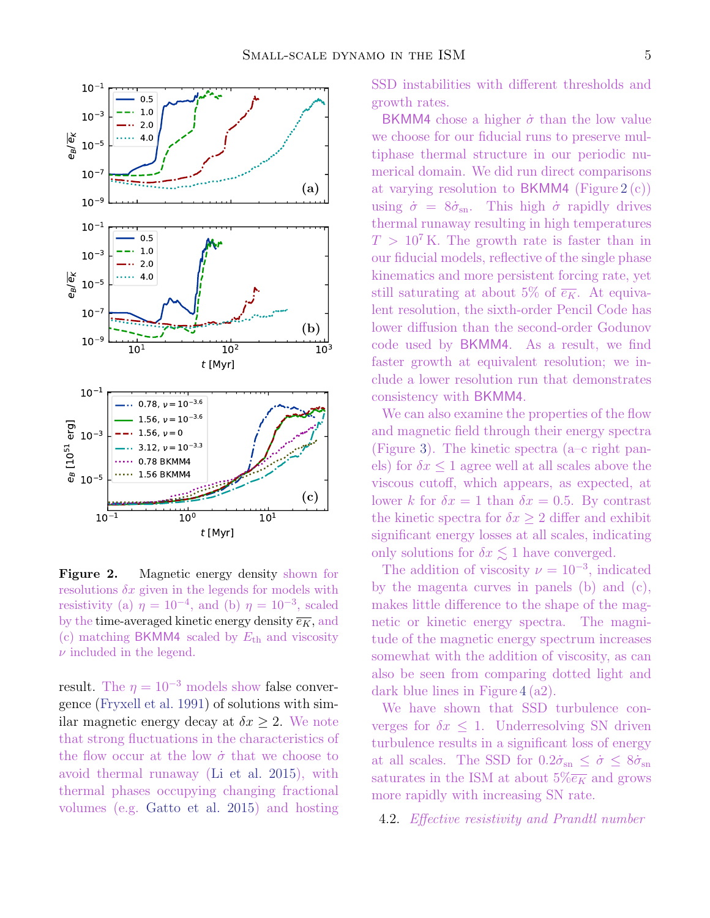**Figure 2.** Magnetic energy density shown for resolutions $\delta x$ given in the legends for models with resistivity (a) $\eta = 10^{-4}$, and (b) $\eta = 10^{-3}$, scaled by the time-averaged kinetic energy density $\overline{e_K}$, and (c) matching BKMM4 scaled by $E_{\rm th}$ and viscosity $\nu$ included in the legend.

result. The $\eta = 10^{-3}$ models show false convergence (Fryxell et al. 1991) of solutions with similar magnetic energy decay at $\delta x \geq 2$. We note that strong fluctuations in the characteristics of the flow occur at the low $\dot{\sigma}$ that we choose to avoid thermal runaway (Li et al. 2015), with thermal phases occupying changing fractional volumes (e.g. Gatto et al. 2015) and hosting SSD instabilities with different thresholds and growth rates.

BKMM4 chose a higher $\dot{\sigma}$ than the low value we choose for our fiducial runs to preserve multiphase thermal structure in our periodic numerical domain. We did run direct comparisons at varying resolution to BKMM4 (Figure 2 (c)) using $\dot{\sigma} = 8\dot{\sigma}_{\rm sn}$. This high $\dot{\sigma}$ rapidly drives thermal runaway resulting in high temperatures $T > 10^7$ K. The growth rate is faster than in our fiducial models, reflective of the single phase kinematics and more persistent forcing rate, yet still saturating at about 5% of $\overline{e_K}$. At equivalent resolution, the sixth-order Pencil Code has lower diffusion than the second-order Godunov code used by BKMM4. As a result, we find faster growth at equivalent resolution; we include a lower resolution run that demonstrates consistency with BKMM4.

We can also examine the properties of the flow and magnetic field through their energy spectra (Figure 3). The kinetic spectra (a–c right panels) for $\delta x \leq 1$ agree well at all scales above the viscous cutoff, which appears, as expected, at lower $k$ for $\delta x = 1$ than $\delta x = 0.5$. By contrast the kinetic spectra for $\delta x \geq 2$ differ and exhibit significant energy losses at all scales, indicating only solutions for $\delta x \lesssim 1$ have converged.

The addition of viscosity $\nu = 10^{-3}$, indicated by the magenta curves in panels (b) and (c), makes little difference to the shape of the magnetic or kinetic energy spectra. The magnitude of the magnetic energy spectrum increases somewhat with the addition of viscosity, as can also be seen from comparing dotted light and dark blue lines in Figure 4 (a2).

We have shown that SSD turbulence converges for $\delta x \leq 1$. Underresolving SN driven turbulence results in a significant loss of energy at all scales. The SSD for $0.2\dot{\sigma}_{\rm sn} \leq \dot{\sigma} \leq 8\dot{\sigma}_{\rm sn}$ saturates in the ISM at about $5\%\overline{e_K}$ and grows more rapidly with increasing SN rate.

### 4.2. *Effective resistivity and Prandtl number*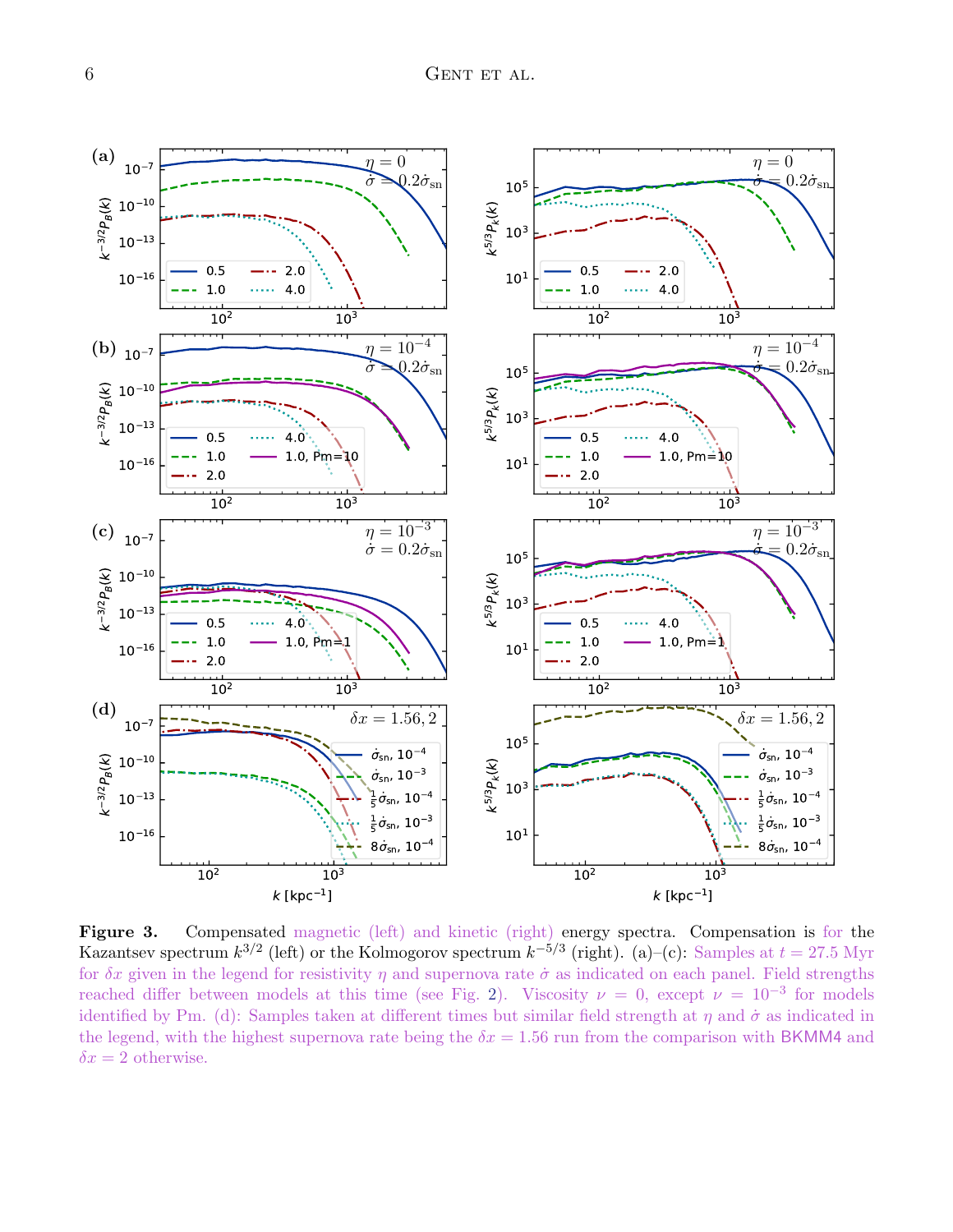**Figure 3.** Compensated magnetic (left) and kinetic (right) energy spectra. Compensation is for the Kazantsev spectrum $k^{3/2}$ (left) or the Kolmogorov spectrum $k^{-5/3}$ (right). (a)–(c): Samples at $t = 27.5$ Myr for $\delta x$ given in the legend for resistivity $\eta$ and supernova rate $\dot{\sigma}$ as indicated on each panel. Field strengths reached differ between models at this time (see Fig. 2). Viscosity $\nu = 0$, except $\nu = 10^{-3}$ for models identified by Pm. (d): Samples taken at different times but similar field strength at $\eta$ and $\dot{\sigma}$ as indicated in the legend, with the highest supernova rate being the $\delta x = 1.56$ run from the comparison with BKMM4 and $\delta x = 2$ otherwise.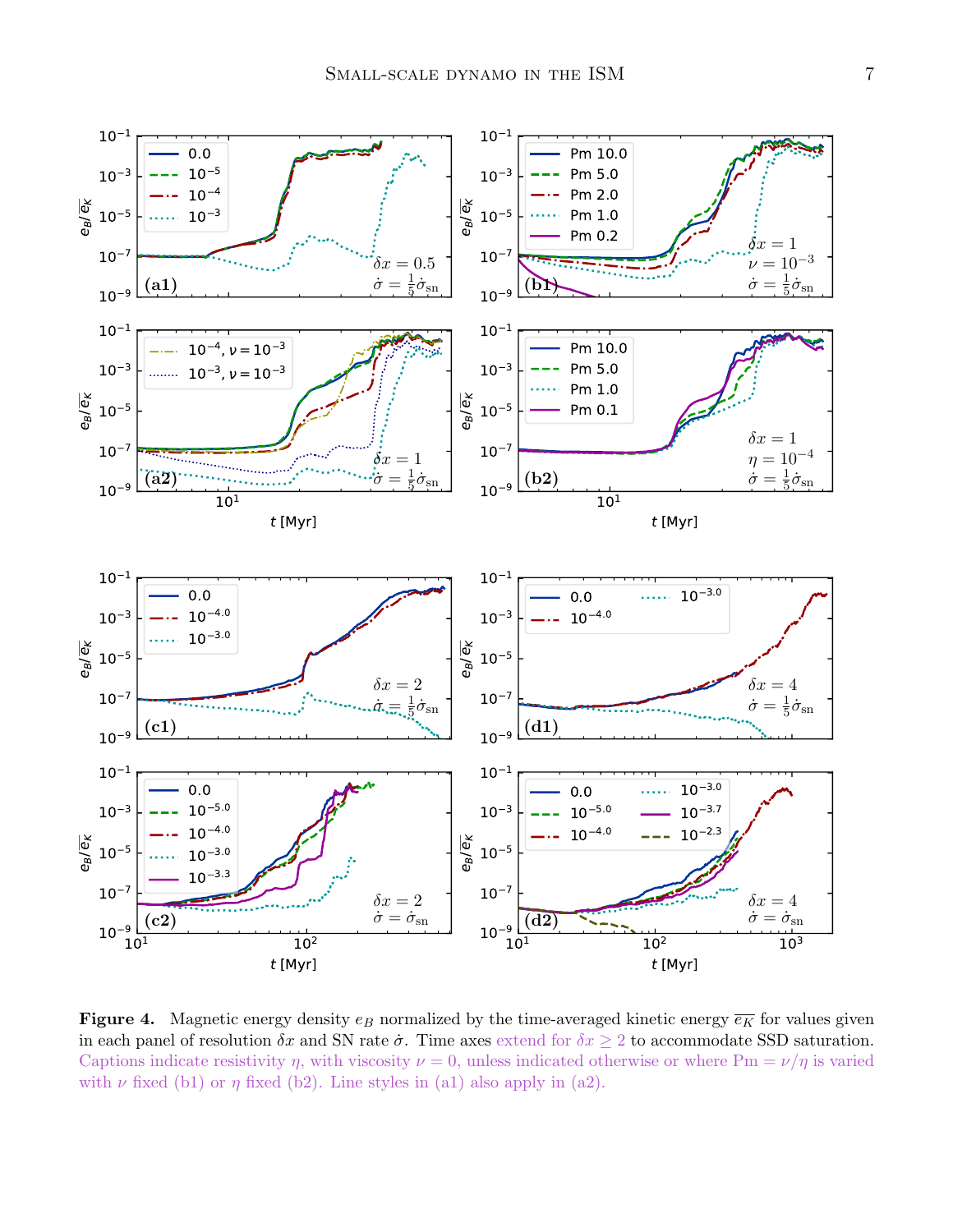**Figure 4.** Magnetic energy density $e_B$ normalized by the time-averaged kinetic energy $\overline{e_K}$ for values given in each panel of resolution $\delta x$ and SN rate $\dot{\sigma}$. Time axes extend for $\delta x \geq 2$ to accommodate SSD saturation. Captions indicate resistivity $\eta$, with viscosity $\nu = 0$, unless indicated otherwise or where $\mathrm{Pm} = \nu/\eta$ is varied with $\nu$ fixed (b1) or $\eta$ fixed (b2). Line styles in (a1) also apply in (a2).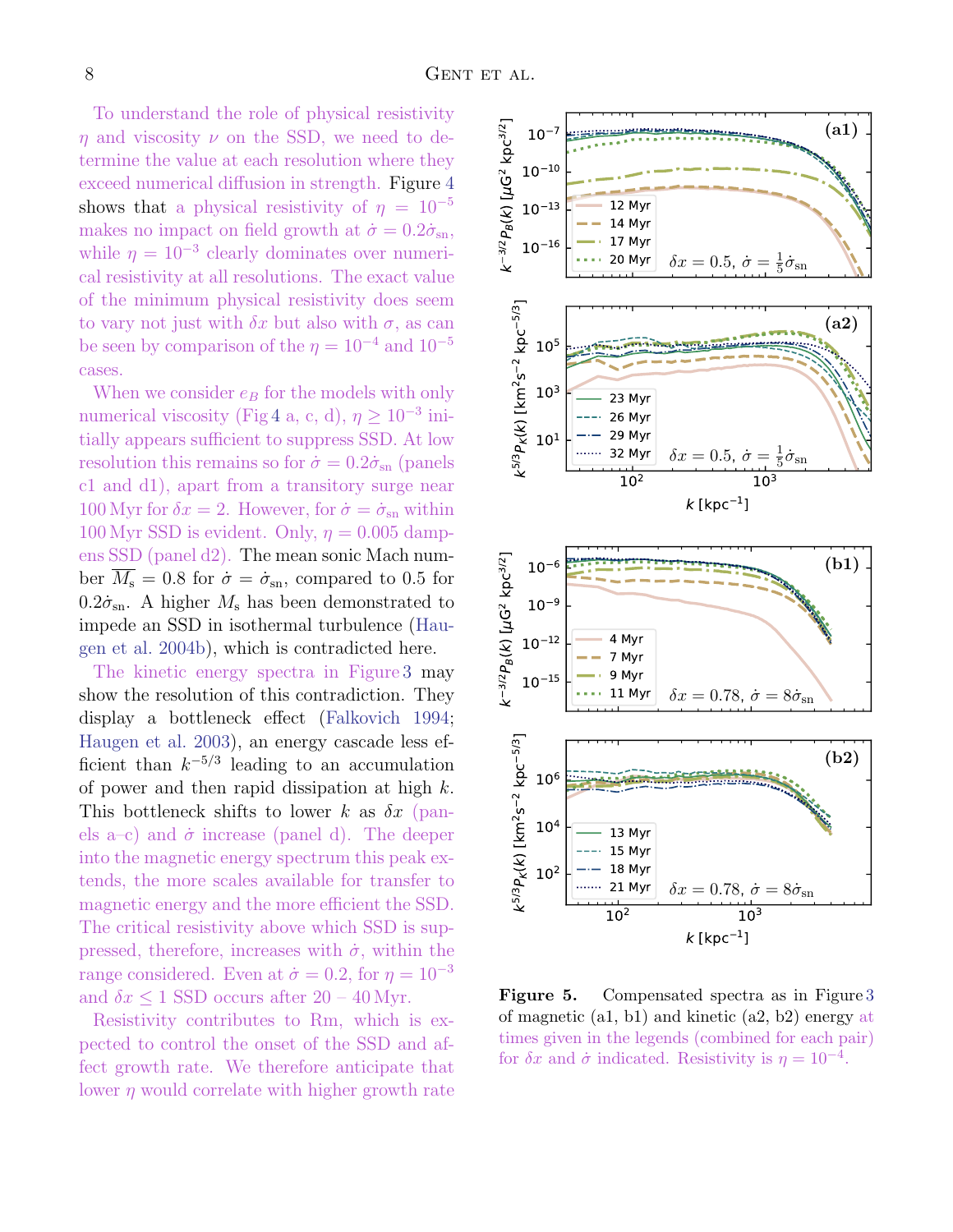To understand the role of physical resistivity $\eta$ and viscosity $\nu$ on the SSD, we need to determine the value at each resolution where they exceed numerical diffusion in strength. Figure 4 shows that a physical resistivity of $\eta = 10^{-5}$ makes no impact on field growth at $\dot{\sigma} = 0.2\dot{\sigma}_{\rm sn}$, while $\eta = 10^{-3}$ clearly dominates over numerical resistivity at all resolutions. The exact value of the minimum physical resistivity does seem to vary not just with $\delta x$ but also with $\sigma$, as can be seen by comparison of the $\eta = 10^{-4}$ and $10^{-5}$ cases.

When we consider $e_B$ for the models with only numerical viscosity (Fig 4 a, c, d), $\eta \geq 10^{-3}$ initially appears sufficient to suppress SSD. At low resolution this remains so for $\dot{\sigma} = 0.2\dot{\sigma}_{\rm sn}$ (panels c1 and d1), apart from a transitory surge near 100 Myr for $\delta x = 2$. However, for $\dot{\sigma} = \dot{\sigma}_{\rm sn}$ within 100 Myr SSD is evident. Only, $\eta = 0.005$ dampens SSD (panel d2). The mean sonic Mach number $\overline{M_{\rm s}} = 0.8$ for $\dot{\sigma} = \dot{\sigma}_{\rm sn}$, compared to 0.5 for $0.2\dot{\sigma}_{\rm sn}$. A higher $M_{\rm s}$ has been demonstrated to impede an SSD in isothermal turbulence (Haugen et al. 2004b), which is contradicted here.

The kinetic energy spectra in Figure 3 may show the resolution of this contradiction. They display a bottleneck effect (Falkovich 1994; Haugen et al. 2003), an energy cascade less efficient than $k^{-5/3}$ leading to an accumulation of power and then rapid dissipation at high $k$. This bottleneck shifts to lower $k$ as $\delta x$ (panels a–c) and $\dot{\sigma}$ increase (panel d). The deeper into the magnetic energy spectrum this peak extends, the more scales available for transfer to magnetic energy and the more efficient the SSD. The critical resistivity above which SSD is suppressed, therefore, increases with $\dot{\sigma}$, within the range considered. Even at $\dot{\sigma} = 0.2$, for $\eta = 10^{-3}$ and $\delta x \leq 1$ SSD occurs after 20 – 40 Myr.

Resistivity contributes to Rm, which is expected to control the onset of the SSD and affect growth rate. We therefore anticipate that lower $\eta$ would correlate with higher growth rate

**Figure 5.** Compensated spectra as in Figure 3 of magnetic (a1, b1) and kinetic (a2, b2) energy at times given in the legends (combined for each pair) for $\delta x$ and $\dot{\sigma}$ indicated. Resistivity is $\eta = 10^{-4}$.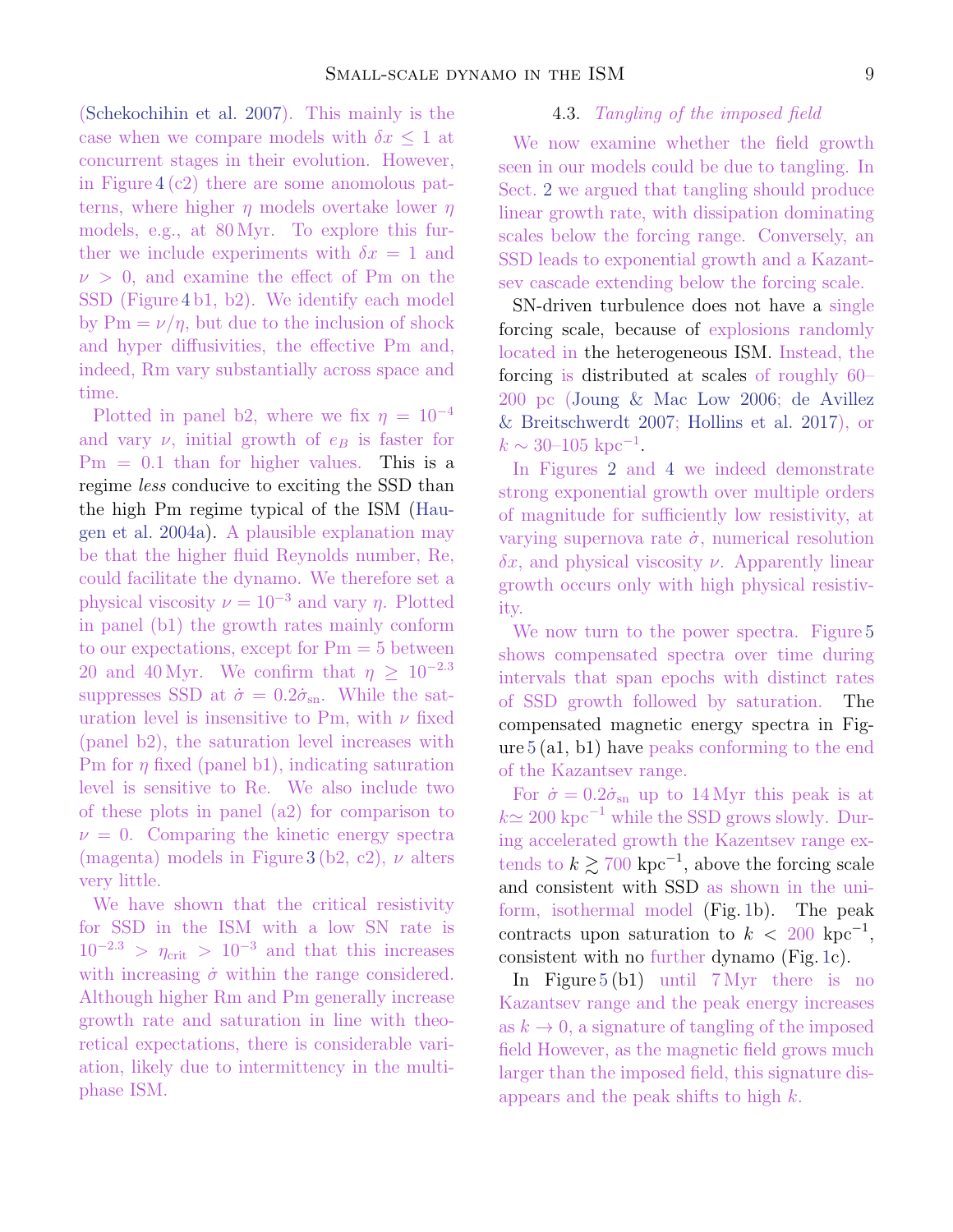(Schekochihin et al. 2007). This mainly is the case when we compare models with $\delta x \leq 1$ at concurrent stages in their evolution. However, in Figure 4 (c2) there are some anomolous patterns, where higher $\eta$ models overtake lower $\eta$ models, e.g., at 80 Myr. To explore this further we include experiments with $\delta x = 1$ and $\nu > 0$, and examine the effect of Pm on the SSD (Figure 4 b1, b2). We identify each model by $\mathrm{Pm} = \nu/\eta$, but due to the inclusion of shock and hyper diffusivities, the effective Pm and, indeed, Rm vary substantially across space and time.

Plotted in panel b2, where we fix $\eta = 10^{-4}$ and vary $\nu$, initial growth of $e_B$ is faster for $\mathrm{Pm} = 0.1$ than for higher values. This is a regime *less* conducive to exciting the SSD than the high Pm regime typical of the ISM (Haugen et al. 2004a). A plausible explanation may be that the higher fluid Reynolds number, Re, could facilitate the dynamo. We therefore set a physical viscosity $\nu = 10^{-3}$ and vary $\eta$. Plotted in panel (b1) the growth rates mainly conform to our expectations, except for $\mathrm{Pm} = 5$ between 20 and 40 Myr. We confirm that $\eta \geq 10^{-2.3}$ suppresses SSD at $\dot{\sigma} = 0.2\dot{\sigma}_{\mathrm{sn}}$. While the saturation level is insensitive to Pm, with $\nu$ fixed (panel b2), the saturation level increases with Pm for $\eta$ fixed (panel b1), indicating saturation level is sensitive to Re. We also include two of these plots in panel (a2) for comparison to $\nu = 0$. Comparing the kinetic energy spectra (magenta) models in Figure 3 (b2, c2), $\nu$ alters very little.

We have shown that the critical resistivity for SSD in the ISM with a low SN rate is $10^{-2.3} > \eta_{\mathrm{crit}} > 10^{-3}$ and that this increases with increasing $\dot{\sigma}$ within the range considered. Although higher Rm and Pm generally increase growth rate and saturation in line with theoretical expectations, there is considerable variation, likely due to intermittency in the multiphase ISM.

### 4.3. *Tangling of the imposed field*

We now examine whether the field growth seen in our models could be due to tangling. In Sect. 2 we argued that tangling should produce linear growth rate, with dissipation dominating scales below the forcing range. Conversely, an SSD leads to exponential growth and a Kazantsev cascade extending below the forcing scale.

SN-driven turbulence does not have a single forcing scale, because of explosions randomly located in the heterogeneous ISM. Instead, the forcing is distributed at scales of roughly 60–200 pc (Joung & Mac Low 2006; de Avillez & Breitschwerdt 2007; Hollins et al. 2017), or $k \sim 30$–$105\ \mathrm{kpc}^{-1}$.

In Figures 2 and 4 we indeed demonstrate strong exponential growth over multiple orders of magnitude for sufficiently low resistivity, at varying supernova rate $\dot{\sigma}$, numerical resolution $\delta x$, and physical viscosity $\nu$. Apparently linear growth occurs only with high physical resistivity.

We now turn to the power spectra. Figure 5 shows compensated spectra over time during intervals that span epochs with distinct rates of SSD growth followed by saturation. The compensated magnetic energy spectra in Figure 5 (a1, b1) have peaks conforming to the end of the Kazantsev range.

For $\dot{\sigma} = 0.2\dot{\sigma}_{\mathrm{sn}}$ up to 14 Myr this peak is at $k \simeq 200\ \mathrm{kpc}^{-1}$ while the SSD grows slowly. During accelerated growth the Kazentsev range extends to $k \gtrsim 700\ \mathrm{kpc}^{-1}$, above the forcing scale and consistent with SSD as shown in the uniform, isothermal model (Fig. 1b). The peak contracts upon saturation to $k < 200\ \mathrm{kpc}^{-1}$, consistent with no further dynamo (Fig. 1c).

In Figure 5 (b1) until 7 Myr there is no Kazantsev range and the peak energy increases as $k \to 0$, a signature of tangling of the imposed field However, as the magnetic field grows much larger than the imposed field, this signature disappears and the peak shifts to high $k$.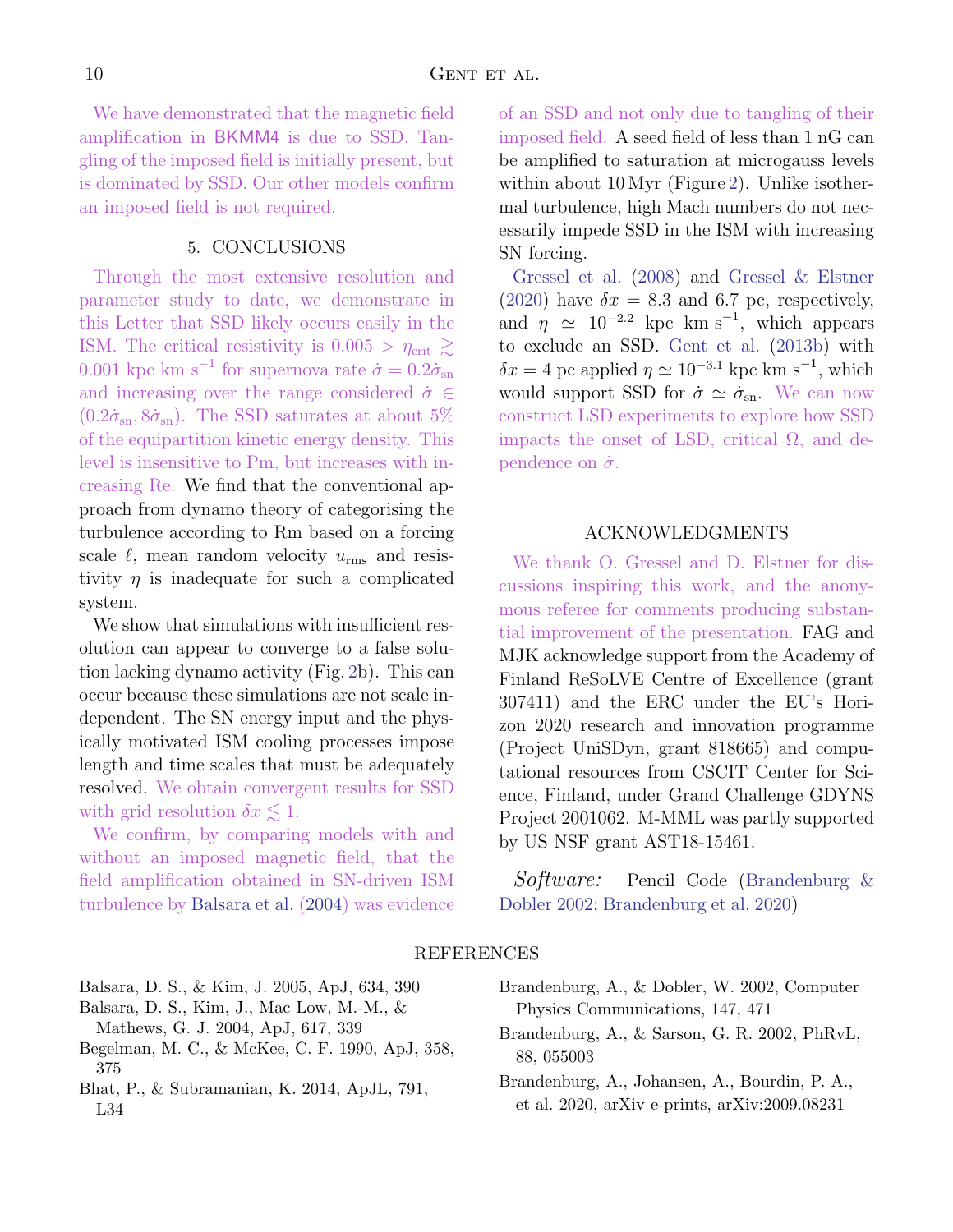We have demonstrated that the magnetic field amplification in BKMM4 is due to SSD. Tangling of the imposed field is initially present, but is dominated by SSD. Our other models confirm an imposed field is not required.

## 5. CONCLUSIONS

Through the most extensive resolution and parameter study to date, we demonstrate in this Letter that SSD likely occurs easily in the ISM. The critical resistivity is $0.005 > \eta_{\rm crit} \gtrsim 0.001$ kpc km s$^{-1}$ for supernova rate $\dot{\sigma} = 0.2\dot{\sigma}_{\rm sn}$ and increasing over the range considered $\dot{\sigma} \in (0.2\dot{\sigma}_{\rm sn}, 8\dot{\sigma}_{\rm sn})$. The SSD saturates at about 5% of the equipartition kinetic energy density. This level is insensitive to Pm, but increases with increasing Re. We find that the conventional approach from dynamo theory of categorising the turbulence according to Rm based on a forcing scale $\ell$, mean random velocity $u_{\rm rms}$ and resistivity $\eta$ is inadequate for such a complicated system.

We show that simulations with insufficient resolution can appear to converge to a false solution lacking dynamo activity (Fig. 2b). This can occur because these simulations are not scale independent. The SN energy input and the physically motivated ISM cooling processes impose length and time scales that must be adequately resolved. We obtain convergent results for SSD with grid resolution $\delta x \lesssim 1$.

We confirm, by comparing models with and without an imposed magnetic field, that the field amplification obtained in SN-driven ISM turbulence by Balsara et al. (2004) was evidence of an SSD and not only due to tangling of their imposed field. A seed field of less than 1 nG can be amplified to saturation at microgauss levels within about 10 Myr (Figure 2). Unlike isothermal turbulence, high Mach numbers do not necessarily impede SSD in the ISM with increasing SN forcing.

Gressel et al. (2008) and Gressel & Elstner (2020) have $\delta x = 8.3$ and 6.7 pc, respectively, and $\eta \simeq 10^{-2.2}$ kpc km s$^{-1}$, which appears to exclude an SSD. Gent et al. (2013b) with $\delta x = 4$ pc applied $\eta \simeq 10^{-3.1}$ kpc km s$^{-1}$, which would support SSD for $\dot{\sigma} \simeq \dot{\sigma}_{\rm sn}$. We can now construct LSD experiments to explore how SSD impacts the onset of LSD, critical $\Omega$, and dependence on $\dot{\sigma}$.

## ACKNOWLEDGMENTS

We thank O. Gressel and D. Elstner for discussions inspiring this work, and the anonymous referee for comments producing substantial improvement of the presentation. FAG and MJK acknowledge support from the Academy of Finland ReSoLVE Centre of Excellence (grant 307411) and the ERC under the EU's Horizon 2020 research and innovation programme (Project UniSDyn, grant 818665) and computational resources from CSCIT Center for Science, Finland, under Grand Challenge GDYNS Project 2001062. M-MML was partly supported by US NSF grant AST18-15461.

*Software:* Pencil Code (Brandenburg & Dobler 2002; Brandenburg et al. 2020)

## REFERENCES

Balsara, D. S., & Kim, J. 2005, ApJ, 634, 390

Balsara, D. S., Kim, J., Mac Low, M.-M., & Mathews, G. J. 2004, ApJ, 617, 339

Begelman, M. C., & McKee, C. F. 1990, ApJ, 358, 375

Bhat, P., & Subramanian, K. 2014, ApJL, 791, L34

Brandenburg, A., & Dobler, W. 2002, Computer Physics Communications, 147, 471

Brandenburg, A., & Sarson, G. R. 2002, PhRvL, 88, 055003

Brandenburg, A., Johansen, A., Bourdin, P. A., et al. 2020, arXiv e-prints, arXiv:2009.08231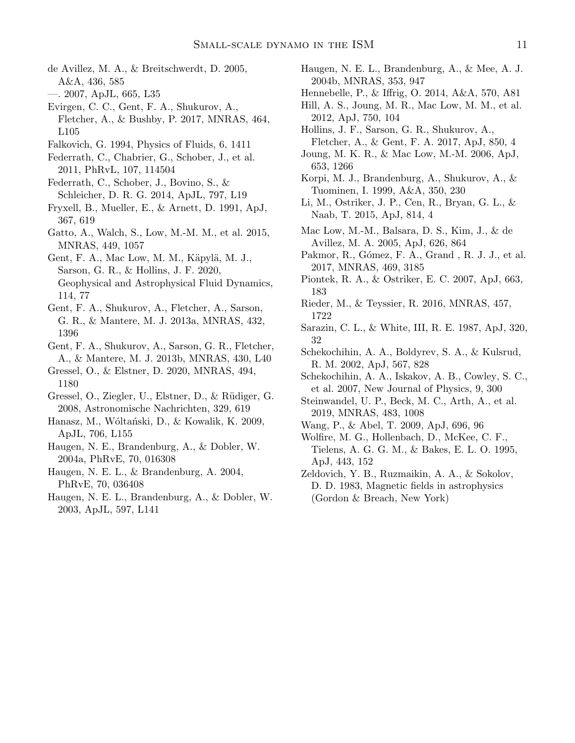de Avillez, M. A., & Breitschwerdt, D. 2005, A&A, 436, 585

—. 2007, ApJL, 665, L35

Evirgen, C. C., Gent, F. A., Shukurov, A., Fletcher, A., & Bushby, P. 2017, MNRAS, 464, L105

Falkovich, G. 1994, Physics of Fluids, 6, 1411

Federrath, C., Chabrier, G., Schober, J., et al. 2011, PhRvL, 107, 114504

Federrath, C., Schober, J., Bovino, S., & Schleicher, D. R. G. 2014, ApJL, 797, L19

Fryxell, B., Mueller, E., & Arnett, D. 1991, ApJ, 367, 619

Gatto, A., Walch, S., Low, M.-M. M., et al. 2015, MNRAS, 449, 1057

Gent, F. A., Mac Low, M. M., Käpylä, M. J., Sarson, G. R., & Hollins, J. F. 2020, Geophysical and Astrophysical Fluid Dynamics, 114, 77

Gent, F. A., Shukurov, A., Fletcher, A., Sarson, G. R., & Mantere, M. J. 2013a, MNRAS, 432, 1396

Gent, F. A., Shukurov, A., Sarson, G. R., Fletcher, A., & Mantere, M. J. 2013b, MNRAS, 430, L40

Gressel, O., & Elstner, D. 2020, MNRAS, 494, 1180

Gressel, O., Ziegler, U., Elstner, D., & Rüdiger, G. 2008, Astronomische Nachrichten, 329, 619

Hanasz, M., Wóltański, D., & Kowalik, K. 2009, ApJL, 706, L155

Haugen, N. E., Brandenburg, A., & Dobler, W. 2004a, PhRvE, 70, 016308

Haugen, N. E. L., & Brandenburg, A. 2004, PhRvE, 70, 036408

Haugen, N. E. L., Brandenburg, A., & Dobler, W. 2003, ApJL, 597, L141

Haugen, N. E. L., Brandenburg, A., & Mee, A. J. 2004b, MNRAS, 353, 947

Hennebelle, P., & Iffrig, O. 2014, A&A, 570, A81

Hill, A. S., Joung, M. R., Mac Low, M. M., et al. 2012, ApJ, 750, 104

Hollins, J. F., Sarson, G. R., Shukurov, A., Fletcher, A., & Gent, F. A. 2017, ApJ, 850, 4

Joung, M. K. R., & Mac Low, M.-M. 2006, ApJ, 653, 1266

Korpi, M. J., Brandenburg, A., Shukurov, A., & Tuominen, I. 1999, A&A, 350, 230

Li, M., Ostriker, J. P., Cen, R., Bryan, G. L., & Naab, T. 2015, ApJ, 814, 4

Mac Low, M.-M., Balsara, D. S., Kim, J., & de Avillez, M. A. 2005, ApJ, 626, 864

Pakmor, R., Gómez, F. A., Grand , R. J. J., et al. 2017, MNRAS, 469, 3185

Piontek, R. A., & Ostriker, E. C. 2007, ApJ, 663, 183

Rieder, M., & Teyssier, R. 2016, MNRAS, 457, 1722

Sarazin, C. L., & White, III, R. E. 1987, ApJ, 320, 32

Schekochihin, A. A., Boldyrev, S. A., & Kulsrud, R. M. 2002, ApJ, 567, 828

Schekochihin, A. A., Iskakov, A. B., Cowley, S. C., et al. 2007, New Journal of Physics, 9, 300

Steinwandel, U. P., Beck, M. C., Arth, A., et al. 2019, MNRAS, 483, 1008

Wang, P., & Abel, T. 2009, ApJ, 696, 96

Wolfire, M. G., Hollenbach, D., McKee, C. F., Tielens, A. G. G. M., & Bakes, E. L. O. 1995, ApJ, 443, 152

Zeldovich, Y. B., Ruzmaikin, A. A., & Sokolov, D. D. 1983, Magnetic fields in astrophysics (Gordon & Breach, New York)